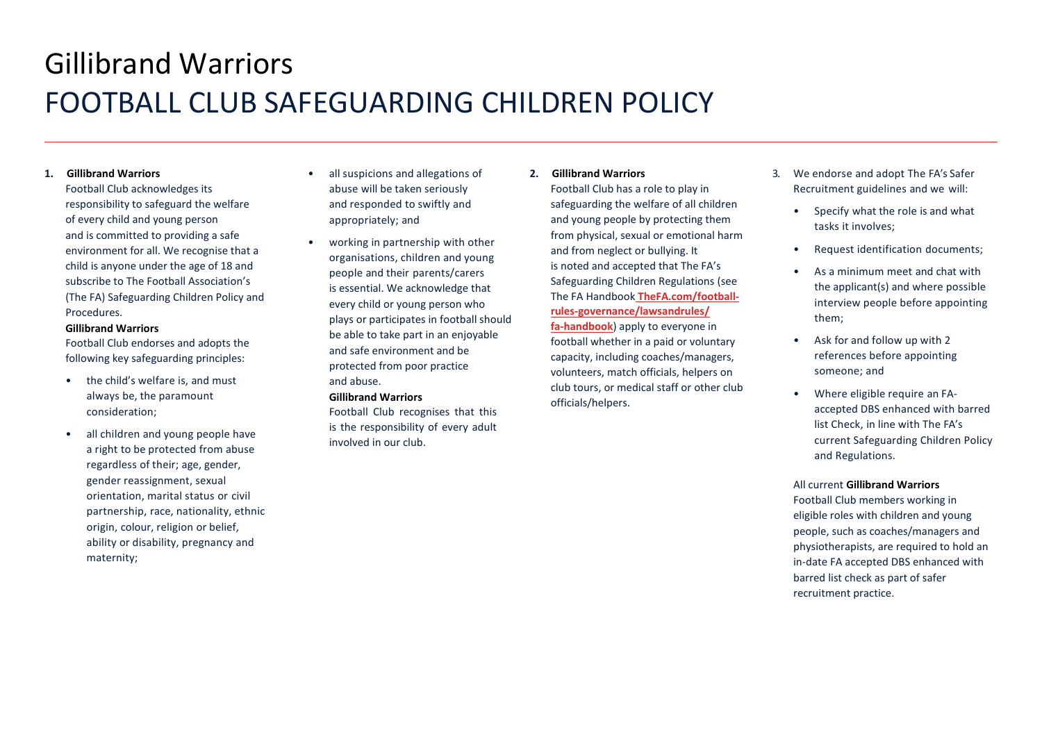# Gillibrand Warriors
# FOOTBALL CLUB SAFEGUARDING CHILDREN POLICY

1. **Gillibrand Warriors** Football Club acknowledges its responsibility to safeguard the welfare of every child and young person and is committed to providing a safe environment for all. We recognise that a child is anyone under the age of 18 and subscribe to The Football Association's (The FA) Safeguarding Children Policy and Procedures.

   **Gillibrand Warriors** Football Club endorses and adopts the following key safeguarding principles:

   - the child's welfare is, and must always be, the paramount consideration;
   - all children and young people have a right to be protected from abuse regardless of their; age, gender, gender reassignment, sexual orientation, marital status or civil partnership, race, nationality, ethnic origin, colour, religion or belief, ability or disability, pregnancy and maternity;
   - all suspicions and allegations of abuse will be taken seriously and responded to swiftly and appropriately; and
   - working in partnership with other organisations, children and young people and their parents/carers is essential. We acknowledge that every child or young person who plays or participates in football should be able to take part in an enjoyable and safe environment and be protected from poor practice and abuse.

   **Gillibrand Warriors** Football Club recognises that this is the responsibility of every adult involved in our club.

2. **Gillibrand Warriors** Football Club has a role to play in safeguarding the welfare of all children and young people by protecting them from physical, sexual or emotional harm and from neglect or bullying. It is noted and accepted that The FA's Safeguarding Children Regulations (see The FA Handbook **TheFA.com/football-rules-governance/lawsandrules/fa-handbook**) apply to everyone in football whether in a paid or voluntary capacity, including coaches/managers, volunteers, match officials, helpers on club tours, or medical staff or other club officials/helpers.

3. We endorse and adopt The FA's Safer Recruitment guidelines and we will:

   - Specify what the role is and what tasks it involves;
   - Request identification documents;
   - As a minimum meet and chat with the applicant(s) and where possible interview people before appointing them;
   - Ask for and follow up with 2 references before appointing someone; and
   - Where eligible require an FA-accepted DBS enhanced with barred list Check, in line with The FA's current Safeguarding Children Policy and Regulations.

   All current **Gillibrand Warriors** Football Club members working in eligible roles with children and young people, such as coaches/managers and physiotherapists, are required to hold an in-date FA accepted DBS enhanced with barred list check as part of safer recruitment practice.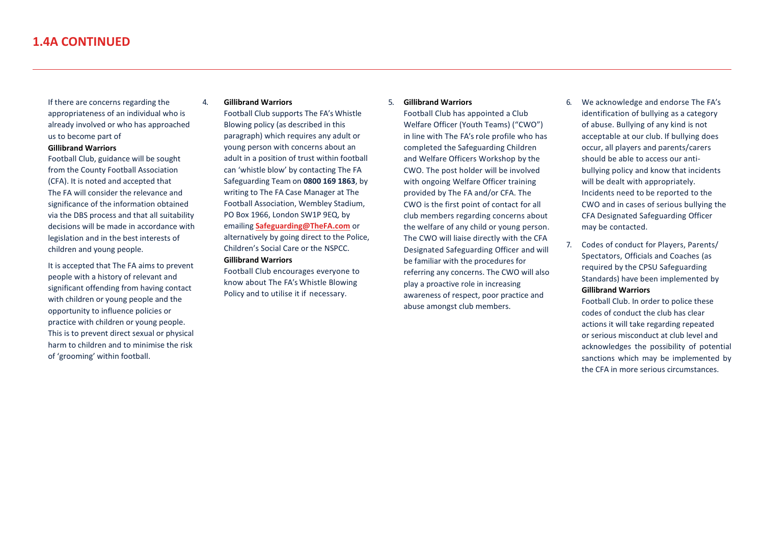## 1.4A CONTINUED

If there are concerns regarding the appropriateness of an individual who is already involved or who has approached us to become part of **Gillibrand Warriors** Football Club, guidance will be sought from the County Football Association (CFA). It is noted and accepted that The FA will consider the relevance and significance of the information obtained via the DBS process and that all suitability decisions will be made in accordance with legislation and in the best interests of children and young people.

It is accepted that The FA aims to prevent people with a history of relevant and significant offending from having contact with children or young people and the opportunity to influence policies or practice with children or young people. This is to prevent direct sexual or physical harm to children and to minimise the risk of 'grooming' within football.

4. **Gillibrand Warriors** Football Club supports The FA's Whistle Blowing policy (as described in this paragraph) which requires any adult or young person with concerns about an adult in a position of trust within football can 'whistle blow' by contacting The FA Safeguarding Team on **0800 169 1863**, by writing to The FA Case Manager at The Football Association, Wembley Stadium, PO Box 1966, London SW1P 9EQ, by emailing **Safeguarding@TheFA.com** or alternatively by going direct to the Police, Children's Social Care or the NSPCC. **Gillibrand Warriors** Football Club encourages everyone to know about The FA's Whistle Blowing Policy and to utilise it if necessary.

5. **Gillibrand Warriors** Football Club has appointed a Club Welfare Officer (Youth Teams) ("CWO") in line with The FA's role profile who has completed the Safeguarding Children and Welfare Officers Workshop by the CWO. The post holder will be involved with ongoing Welfare Officer training provided by The FA and/or CFA. The CWO is the first point of contact for all club members regarding concerns about the welfare of any child or young person. The CWO will liaise directly with the CFA Designated Safeguarding Officer and will be familiar with the procedures for referring any concerns. The CWO will also play a proactive role in increasing awareness of respect, poor practice and abuse amongst club members.

6. We acknowledge and endorse The FA's identification of bullying as a category of abuse. Bullying of any kind is not acceptable at our club. If bullying does occur, all players and parents/carers should be able to access our anti-bullying policy and know that incidents will be dealt with appropriately. Incidents need to be reported to the CWO and in cases of serious bullying the CFA Designated Safeguarding Officer may be contacted.

7. Codes of conduct for Players, Parents/ Spectators, Officials and Coaches (as required by the CPSU Safeguarding Standards) have been implemented by **Gillibrand Warriors** Football Club. In order to police these codes of conduct the club has clear actions it will take regarding repeated or serious misconduct at club level and acknowledges the possibility of potential sanctions which may be implemented by the CFA in more serious circumstances.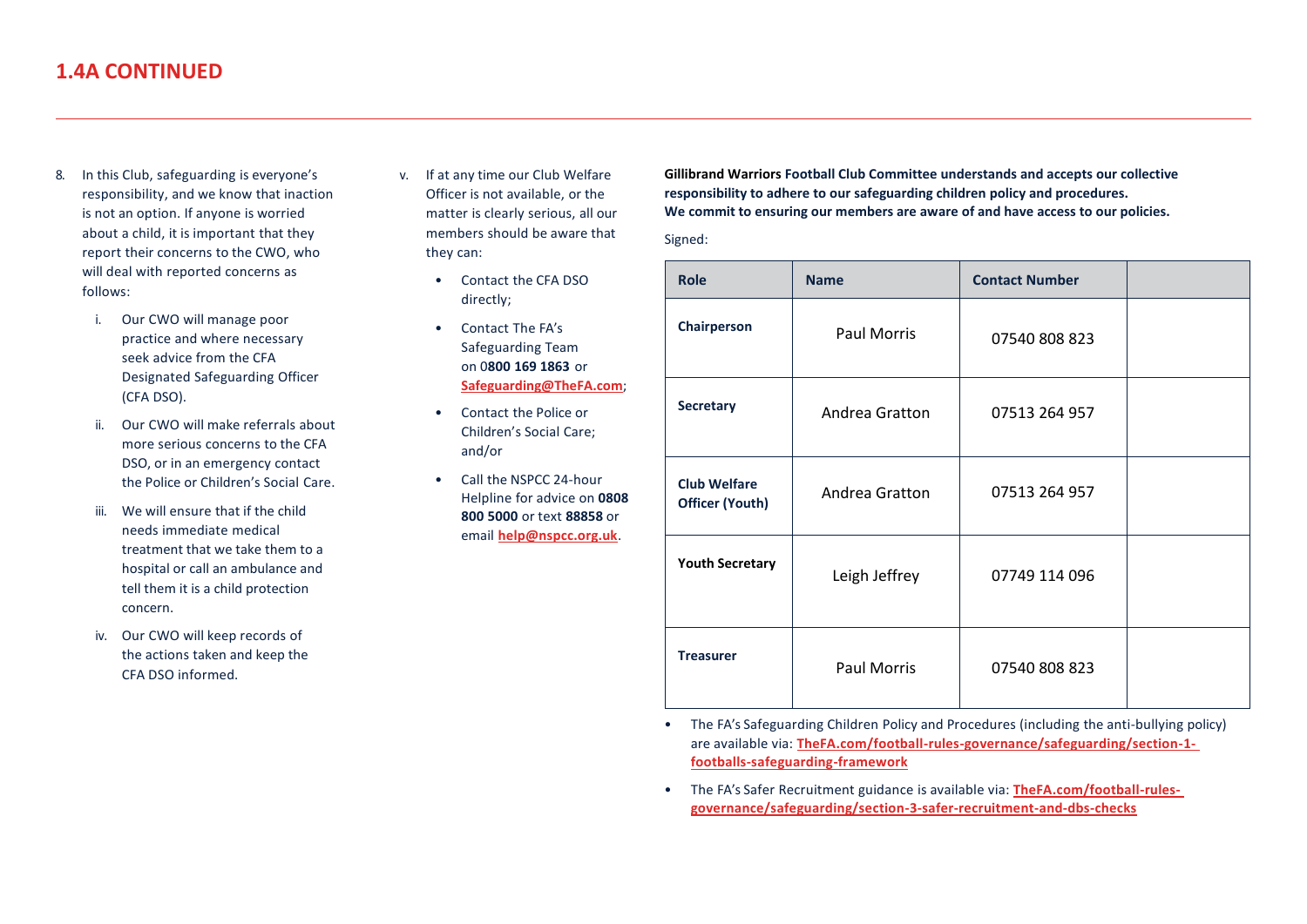## 1.4A CONTINUED

8. In this Club, safeguarding is everyone's responsibility, and we know that inaction is not an option. If anyone is worried about a child, it is important that they report their concerns to the CWO, who will deal with reported concerns as follows:

   i. Our CWO will manage poor practice and where necessary seek advice from the CFA Designated Safeguarding Officer (CFA DSO).

   ii. Our CWO will make referrals about more serious concerns to the CFA DSO, or in an emergency contact the Police or Children's Social Care.

   iii. We will ensure that if the child needs immediate medical treatment that we take them to a hospital or call an ambulance and tell them it is a child protection concern.

   iv. Our CWO will keep records of the actions taken and keep the CFA DSO informed.

   v. If at any time our Club Welfare Officer is not available, or the matter is clearly serious, all our members should be aware that they can:

      - Contact the CFA DSO directly;
      - Contact The FA's Safeguarding Team on 0**800 169 1863** or **Safeguarding@TheFA.com**;
      - Contact the Police or Children's Social Care; and/or
      - Call the NSPCC 24-hour Helpline for advice on **0808 800 5000** or text **88858** or email **help@nspcc.org.uk**.

**Gillibrand Warriors Football Club Committee understands and accepts our collective responsibility to adhere to our safeguarding children policy and procedures.**
**We commit to ensuring our members are aware of and have access to our policies.**

Signed:

| Role | Name | Contact Number | |
|---|---|---|---|
| **Chairperson** | Paul Morris | 07540 808 823 | |
| **Secretary** | Andrea Gratton | 07513 264 957 | |
| **Club Welfare Officer (Youth)** | Andrea Gratton | 07513 264 957 | |
| **Youth Secretary** | Leigh Jeffrey | 07749 114 096 | |
| **Treasurer** | Paul Morris | 07540 808 823 | |

- The FA's Safeguarding Children Policy and Procedures (including the anti-bullying policy) are available via: **TheFA.com/football-rules-governance/safeguarding/section-1-footballs-safeguarding-framework**
- The FA's Safer Recruitment guidance is available via: **TheFA.com/football-rules-governance/safeguarding/section-3-safer-recruitment-and-dbs-checks**